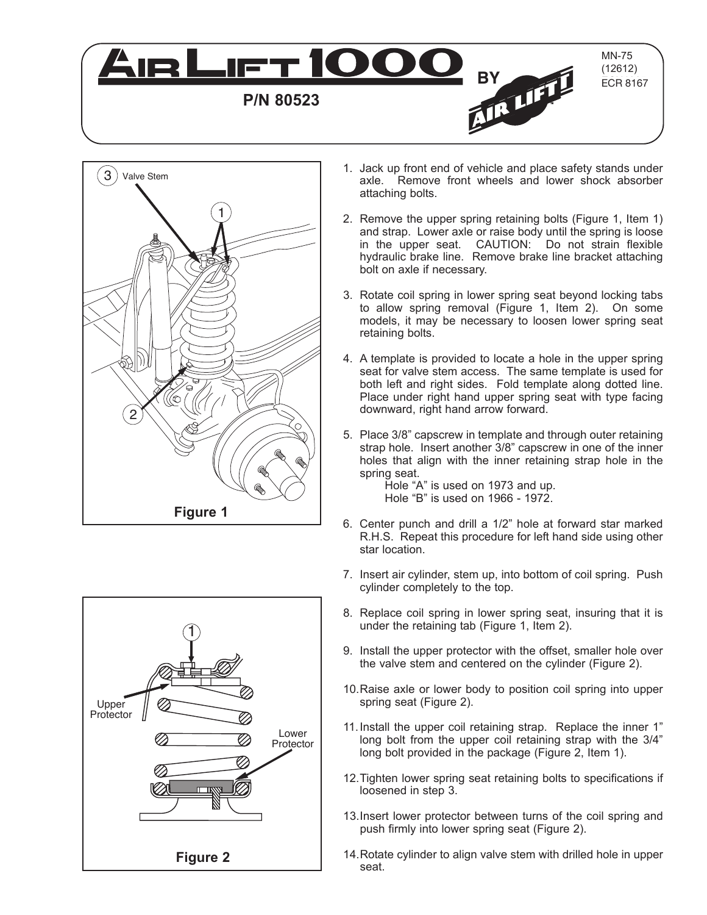# AIR LIFT 1000 BY AIR LIFT

**P/N 80523**

MN-75
(12612)
ECR 8167

Figure 1

Figure 2

1. Jack up front end of vehicle and place safety stands under axle. Remove front wheels and lower shock absorber attaching bolts.

2. Remove the upper spring retaining bolts (Figure 1, Item 1) and strap. Lower axle or raise body until the spring is loose in the upper seat. CAUTION: Do not strain flexible hydraulic brake line. Remove brake line bracket attaching bolt on axle if necessary.

3. Rotate coil spring in lower spring seat beyond locking tabs to allow spring removal (Figure 1, Item 2). On some models, it may be necessary to loosen lower spring seat retaining bolts.

4. A template is provided to locate a hole in the upper spring seat for valve stem access. The same template is used for both left and right sides. Fold template along dotted line. Place under right hand upper spring seat with type facing downward, right hand arrow forward.

5. Place 3/8" capscrew in template and through outer retaining strap hole. Insert another 3/8" capscrew in one of the inner holes that align with the inner retaining strap hole in the spring seat.
   Hole "A" is used on 1973 and up.
   Hole "B" is used on 1966 - 1972.

6. Center punch and drill a 1/2" hole at forward star marked R.H.S. Repeat this procedure for left hand side using other star location.

7. Insert air cylinder, stem up, into bottom of coil spring. Push cylinder completely to the top.

8. Replace coil spring in lower spring seat, insuring that it is under the retaining tab (Figure 1, Item 2).

9. Install the upper protector with the offset, smaller hole over the valve stem and centered on the cylinder (Figure 2).

10. Raise axle or lower body to position coil spring into upper spring seat (Figure 2).

11. Install the upper coil retaining strap. Replace the inner 1" long bolt from the upper coil retaining strap with the 3/4" long bolt provided in the package (Figure 2, Item 1).

12. Tighten lower spring seat retaining bolts to specifications if loosened in step 3.

13. Insert lower protector between turns of the coil spring and push firmly into lower spring seat (Figure 2).

14. Rotate cylinder to align valve stem with drilled hole in upper seat.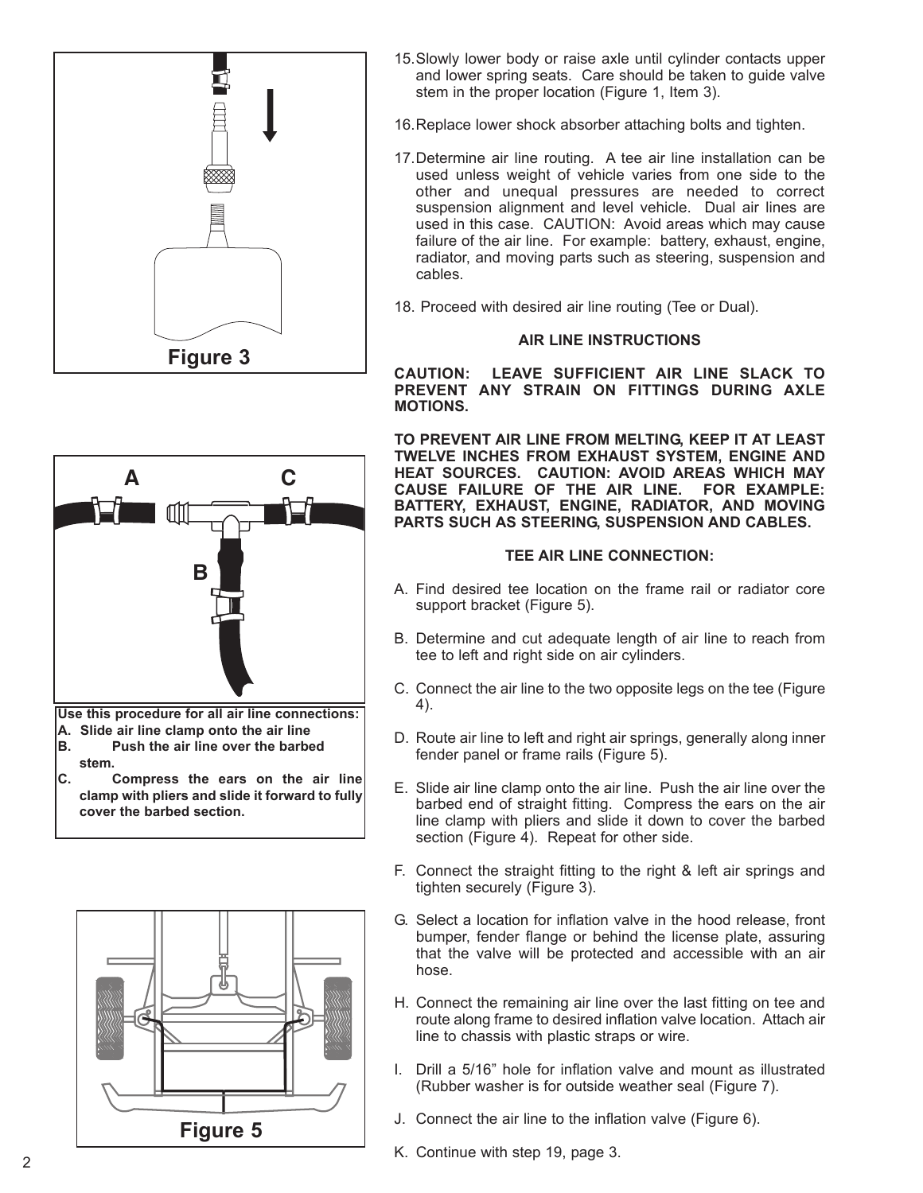Figure 3

A C

B

**Use this procedure for all air line connections:**

**A. Slide air line clamp onto the air line**

**B. Push the air line over the barbed stem.**

**C. Compress the ears on the air line clamp with pliers and slide it forward to fully cover the barbed section.**

Figure 5

15. Slowly lower body or raise axle until cylinder contacts upper and lower spring seats. Care should be taken to guide valve stem in the proper location (Figure 1, Item 3).

16. Replace lower shock absorber attaching bolts and tighten.

17. Determine air line routing. A tee air line installation can be used unless weight of vehicle varies from one side to the other and unequal pressures are needed to correct suspension alignment and level vehicle. Dual air lines are used in this case. CAUTION: Avoid areas which may cause failure of the air line. For example: battery, exhaust, engine, radiator, and moving parts such as steering, suspension and cables.

18. Proceed with desired air line routing (Tee or Dual).

### AIR LINE INSTRUCTIONS

**CAUTION: LEAVE SUFFICIENT AIR LINE SLACK TO PREVENT ANY STRAIN ON FITTINGS DURING AXLE MOTIONS.**

**TO PREVENT AIR LINE FROM MELTING, KEEP IT AT LEAST TWELVE INCHES FROM EXHAUST SYSTEM, ENGINE AND HEAT SOURCES. CAUTION: AVOID AREAS WHICH MAY CAUSE FAILURE OF THE AIR LINE. FOR EXAMPLE: BATTERY, EXHAUST, ENGINE, RADIATOR, AND MOVING PARTS SUCH AS STEERING, SUSPENSION AND CABLES.**

### TEE AIR LINE CONNECTION:

A. Find desired tee location on the frame rail or radiator core support bracket (Figure 5).

B. Determine and cut adequate length of air line to reach from tee to left and right side on air cylinders.

C. Connect the air line to the two opposite legs on the tee (Figure 4).

D. Route air line to left and right air springs, generally along inner fender panel or frame rails (Figure 5).

E. Slide air line clamp onto the air line. Push the air line over the barbed end of straight fitting. Compress the ears on the air line clamp with pliers and slide it down to cover the barbed section (Figure 4). Repeat for other side.

F. Connect the straight fitting to the right & left air springs and tighten securely (Figure 3).

G. Select a location for inflation valve in the hood release, front bumper, fender flange or behind the license plate, assuring that the valve will be protected and accessible with an air hose.

H. Connect the remaining air line over the last fitting on tee and route along frame to desired inflation valve location. Attach air line to chassis with plastic straps or wire.

I. Drill a 5/16” hole for inflation valve and mount as illustrated (Rubber washer is for outside weather seal (Figure 7).

J. Connect the air line to the inflation valve (Figure 6).

K. Continue with step 19, page 3.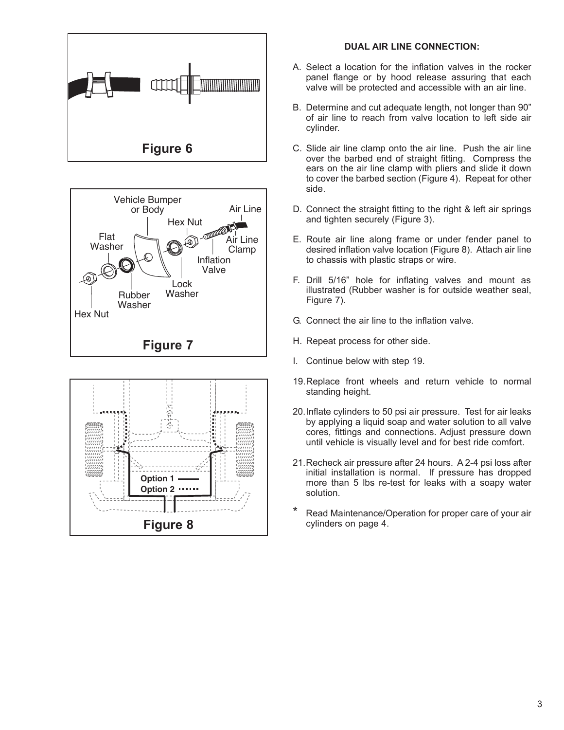Figure 6

Figure 7

Figure 8

**DUAL AIR LINE CONNECTION:**

A. Select a location for the inflation valves in the rocker panel flange or by hood release assuring that each valve will be protected and accessible with an air line.

B. Determine and cut adequate length, not longer than 90" of air line to reach from valve location to left side air cylinder.

C. Slide air line clamp onto the air line. Push the air line over the barbed end of straight fitting. Compress the ears on the air line clamp with pliers and slide it down to cover the barbed section (Figure 4). Repeat for other side.

D. Connect the straight fitting to the right & left air springs and tighten securely (Figure 3).

E. Route air line along frame or under fender panel to desired inflation valve location (Figure 8). Attach air line to chassis with plastic straps or wire.

F. Drill 5/16" hole for inflating valves and mount as illustrated (Rubber washer is for outside weather seal, Figure 7).

G. Connect the air line to the inflation valve.

H. Repeat process for other side.

I. Continue below with step 19.

19. Replace front wheels and return vehicle to normal standing height.

20. Inflate cylinders to 50 psi air pressure. Test for air leaks by applying a liquid soap and water solution to all valve cores, fittings and connections. Adjust pressure down until vehicle is visually level and for best ride comfort.

21. Recheck air pressure after 24 hours. A 2-4 psi loss after initial installation is normal. If pressure has dropped more than 5 lbs re-test for leaks with a soapy water solution.

\* Read Maintenance/Operation for proper care of your air cylinders on page 4.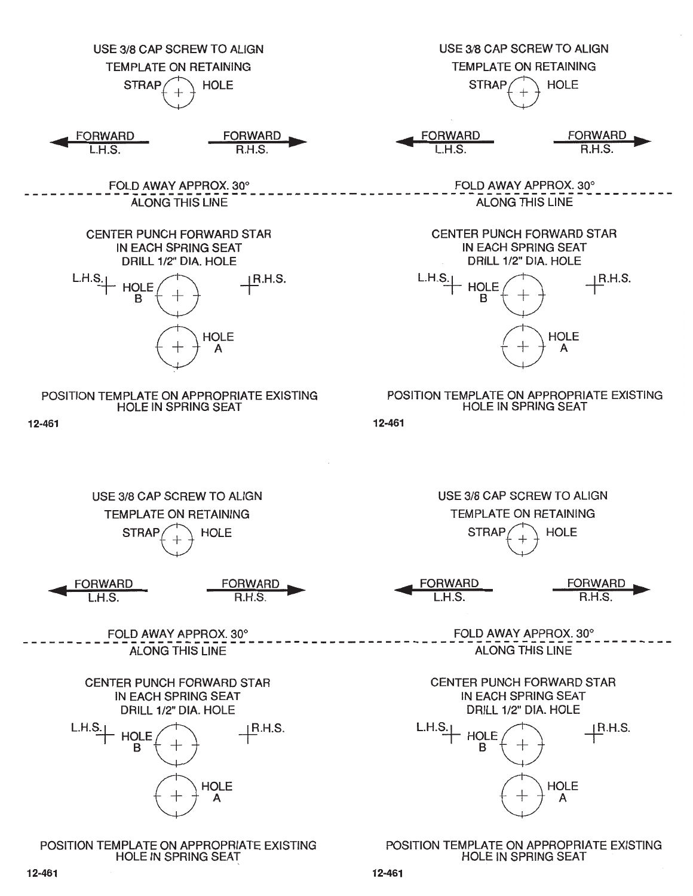USE 3/8 CAP SCREW TO ALIGN
TEMPLATE ON RETAINING
STRAP HOLE

FORWARD L.H.S. — FORWARD R.H.S.

FOLD AWAY APPROX. 30°
ALONG THIS LINE

CENTER PUNCH FORWARD STAR
IN EACH SPRING SEAT
DRILL 1/2" DIA. HOLE

L.H.S. HOLE B R.H.S.

HOLE A

POSITION TEMPLATE ON APPROPRIATE EXISTING
HOLE IN SPRING SEAT

12-461

---

USE 3/8 CAP SCREW TO ALIGN
TEMPLATE ON RETAINING
STRAP HOLE

FORWARD L.H.S. — FORWARD R.H.S.

FOLD AWAY APPROX. 30°
ALONG THIS LINE

CENTER PUNCH FORWARD STAR
IN EACH SPRING SEAT
DRILL 1/2" DIA. HOLE

L.H.S. HOLE B R.H.S.

HOLE A

POSITION TEMPLATE ON APPROPRIATE EXISTING
HOLE IN SPRING SEAT

12-461

---

USE 3/8 CAP SCREW TO ALIGN
TEMPLATE ON RETAINING
STRAP HOLE

FORWARD L.H.S. — FORWARD R.H.S.

FOLD AWAY APPROX. 30°
ALONG THIS LINE

CENTER PUNCH FORWARD STAR
IN EACH SPRING SEAT
DRILL 1/2" DIA. HOLE

L.H.S. HOLE B R.H.S.

HOLE A

POSITION TEMPLATE ON APPROPRIATE EXISTING
HOLE IN SPRING SEAT

12-461

---

USE 3/8 CAP SCREW TO ALIGN
TEMPLATE ON RETAINING
STRAP HOLE

FORWARD L.H.S. — FORWARD R.H.S.

FOLD AWAY APPROX. 30°
ALONG THIS LINE

CENTER PUNCH FORWARD STAR
IN EACH SPRING SEAT
DRILL 1/2" DIA. HOLE

L.H.S. HOLE B R.H.S.

HOLE A

POSITION TEMPLATE ON APPROPRIATE EXISTING
HOLE IN SPRING SEAT

12-461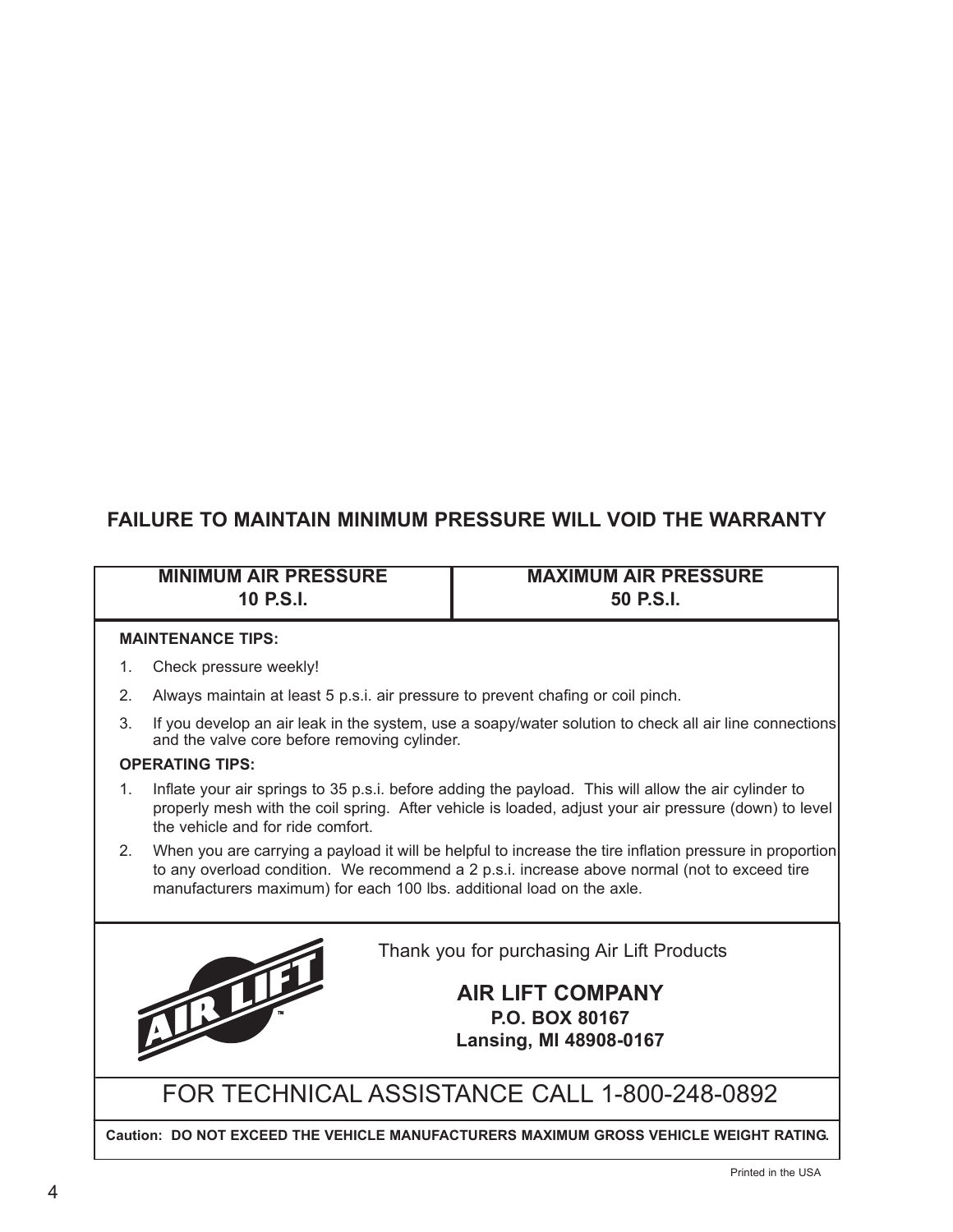**FAILURE TO MAINTAIN MINIMUM PRESSURE WILL VOID THE WARRANTY**

| MINIMUM AIR PRESSURE 10 P.S.I. | MAXIMUM AIR PRESSURE 50 P.S.I. |
|---|---|

**MAINTENANCE TIPS:**

1. Check pressure weekly!
2. Always maintain at least 5 p.s.i. air pressure to prevent chafing or coil pinch.
3. If you develop an air leak in the system, use a soapy/water solution to check all air line connections and the valve core before removing cylinder.

**OPERATING TIPS:**

1. Inflate your air springs to 35 p.s.i. before adding the payload. This will allow the air cylinder to properly mesh with the coil spring. After vehicle is loaded, adjust your air pressure (down) to level the vehicle and for ride comfort.
2. When you are carrying a payload it will be helpful to increase the tire inflation pressure in proportion to any overload condition. We recommend a 2 p.s.i. increase above normal (not to exceed tire manufacturers maximum) for each 100 lbs. additional load on the axle.

AIR LIFT™

Thank you for purchasing Air Lift Products

**AIR LIFT COMPANY**
**P.O. BOX 80167**
**Lansing, MI 48908-0167**

FOR TECHNICAL ASSISTANCE CALL 1-800-248-0892

**Caution: DO NOT EXCEED THE VEHICLE MANUFACTURERS MAXIMUM GROSS VEHICLE WEIGHT RATING.**

Printed in the USA